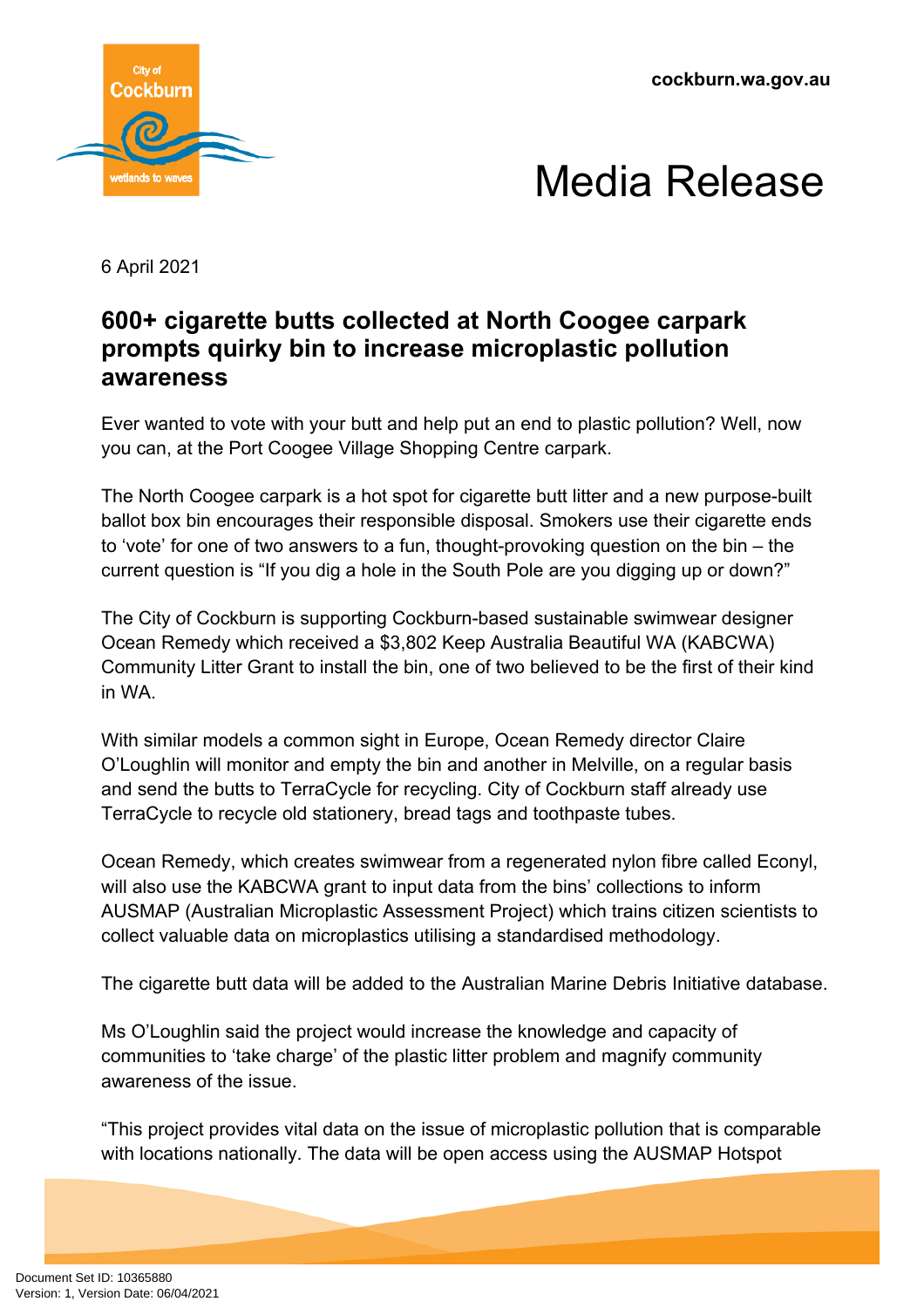Media Release

6 April 2021

## 600+ cigarette butts collected at North Coogee carpark prompts quirky bin to increase microplastic pollution awareness

Ever wanted to vote with your butt and help put an end to plastic pollution? Well, now you can, at the Port Coogee Village Shopping Centre carpark.

The North Coogee carpark is a hot spot for cigarette butt litter and a new purpose-built ballot box bin encourages their responsible disposal. Smokers use their cigarette ends to 'vote' for one of two answers to a fun, thought-provoking question on the bin – the current question is "If you dig a hole in the South Pole are you digging up or down?"

The City of Cockburn is supporting Cockburn-based sustainable swimwear designer Ocean Remedy which received a $3,802 Keep Australia Beautiful WA (KABCWA) Community Litter Grant to install the bin, one of two believed to be the first of their kind in WA.

With similar models a common sight in Europe, Ocean Remedy director Claire O'Loughlin will monitor and empty the bin and another in Melville, on a regular basis and send the butts to TerraCycle for recycling. City of Cockburn staff already use TerraCycle to recycle old stationery, bread tags and toothpaste tubes.

Ocean Remedy, which creates swimwear from a regenerated nylon fibre called Econyl, will also use the KABCWA grant to input data from the bins' collections to inform AUSMAP (Australian Microplastic Assessment Project) which trains citizen scientists to collect valuable data on microplastics utilising a standardised methodology.

The cigarette butt data will be added to the Australian Marine Debris Initiative database.

Ms O'Loughlin said the project would increase the knowledge and capacity of communities to 'take charge' of the plastic litter problem and magnify community awareness of the issue.

"This project provides vital data on the issue of microplastic pollution that is comparable with locations nationally. The data will be open access using the AUSMAP Hotspot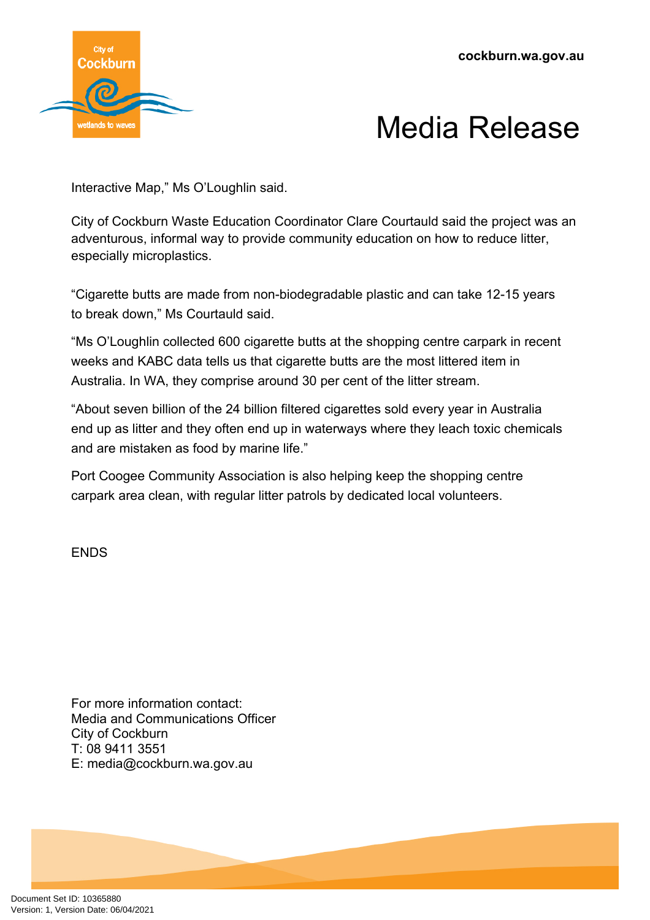Interactive Map," Ms O'Loughlin said.

City of Cockburn Waste Education Coordinator Clare Courtauld said the project was an adventurous, informal way to provide community education on how to reduce litter, especially microplastics.

"Cigarette butts are made from non-biodegradable plastic and can take 12-15 years to break down," Ms Courtauld said.

"Ms O'Loughlin collected 600 cigarette butts at the shopping centre carpark in recent weeks and KABC data tells us that cigarette butts are the most littered item in Australia. In WA, they comprise around 30 per cent of the litter stream.

"About seven billion of the 24 billion filtered cigarettes sold every year in Australia end up as litter and they often end up in waterways where they leach toxic chemicals and are mistaken as food by marine life."

Port Coogee Community Association is also helping keep the shopping centre carpark area clean, with regular litter patrols by dedicated local volunteers.

ENDS

For more information contact:
Media and Communications Officer
City of Cockburn
T: 08 9411 3551
E: media@cockburn.wa.gov.au